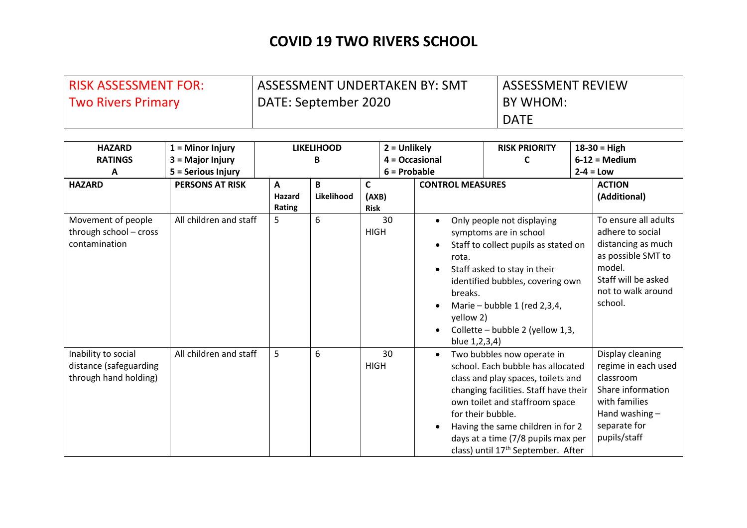# COVID 19 TWO RIVERS SCHOOL

| RISK ASSESSMENT FOR: Two Rivers Primary | ASSESSMENT UNDERTAKEN BY: SMT DATE: September 2020 | ASSESSMENT REVIEW BY WHOM: DATE |
|---|---|---|

| HAZARD RATINGS A | 1 = Minor Injury 3 = Major Injury 5 = Serious Injury | LIKELIHOOD B | | 2 = Unlikely 4 = Occasional 6 = Probable | RISK PRIORITY C | 18-30 = High 6-12 = Medium 2-4 = Low |
|---|---|---|---|---|---|---|
| **HAZARD** | **PERSONS AT RISK** | **A Hazard Rating** | **B Likelihood** | **C (AXB) Risk** | **CONTROL MEASURES** | **ACTION (Additional)** |
| Movement of people through school – cross contamination | All children and staff | 5 | 6 | 30 HIGH | • Only people not displaying symptoms are in school<br>• Staff to collect pupils as stated on rota.<br>• Staff asked to stay in their identified bubbles, covering own breaks.<br>• Marie – bubble 1 (red 2,3,4, yellow 2)<br>• Collette – bubble 2 (yellow 1,3, blue 1,2,3,4) | To ensure all adults adhere to social distancing as much as possible SMT to model.<br>Staff will be asked not to walk around school. |
| Inability to social distance (safeguarding through hand holding) | All children and staff | 5 | 6 | 30 HIGH | • Two bubbles now operate in school. Each bubble has allocated class and play spaces, toilets and changing facilities. Staff have their own toilet and staffroom space for their bubble.<br>• Having the same children in for 2 days at a time (7/8 pupils max per class) until 17th September. After | Display cleaning regime in each used classroom<br>Share information with families<br>Hand washing – separate for pupils/staff |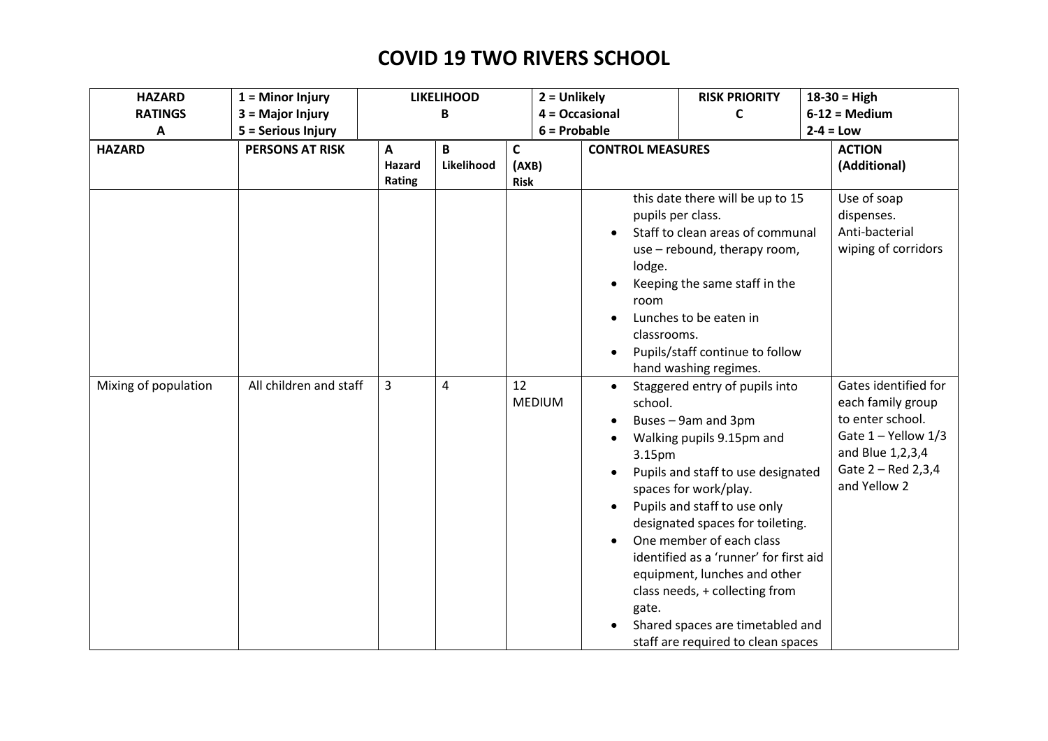# COVID 19 TWO RIVERS SCHOOL

| HAZARD RATINGS A | 1 = Minor Injury<br>3 = Major Injury<br>5 = Serious Injury | LIKELIHOOD B | 2 = Unlikely<br>4 = Occasional<br>6 = Probable | RISK PRIORITY C | 18-30 = High<br>6-12 = Medium<br>2-4 = Low |
|---|---|---|---|---|---|

| HAZARD | PERSONS AT RISK | A Hazard Rating | B Likelihood | C (AXB) Risk | CONTROL MEASURES | ACTION (Additional) |
|---|---|---|---|---|---|---|
| | | | | | this date there will be up to 15 pupils per class.<br>• Staff to clean areas of communal use – rebound, therapy room, lodge.<br>• Keeping the same staff in the room<br>• Lunches to be eaten in classrooms.<br>• Pupils/staff continue to follow hand washing regimes. | Use of soap dispenses.<br>Anti-bacterial wiping of corridors |
| Mixing of population | All children and staff | 3 | 4 | 12 MEDIUM | • Staggered entry of pupils into school.<br>• Buses – 9am and 3pm<br>• Walking pupils 9.15pm and 3.15pm<br>• Pupils and staff to use designated spaces for work/play.<br>• Pupils and staff to use only designated spaces for toileting.<br>• One member of each class identified as a 'runner' for first aid equipment, lunches and other class needs, + collecting from gate.<br>• Shared spaces are timetabled and staff are required to clean spaces | Gates identified for each family group to enter school.<br>Gate 1 – Yellow 1/3 and Blue 1,2,3,4<br>Gate 2 – Red 2,3,4 and Yellow 2 |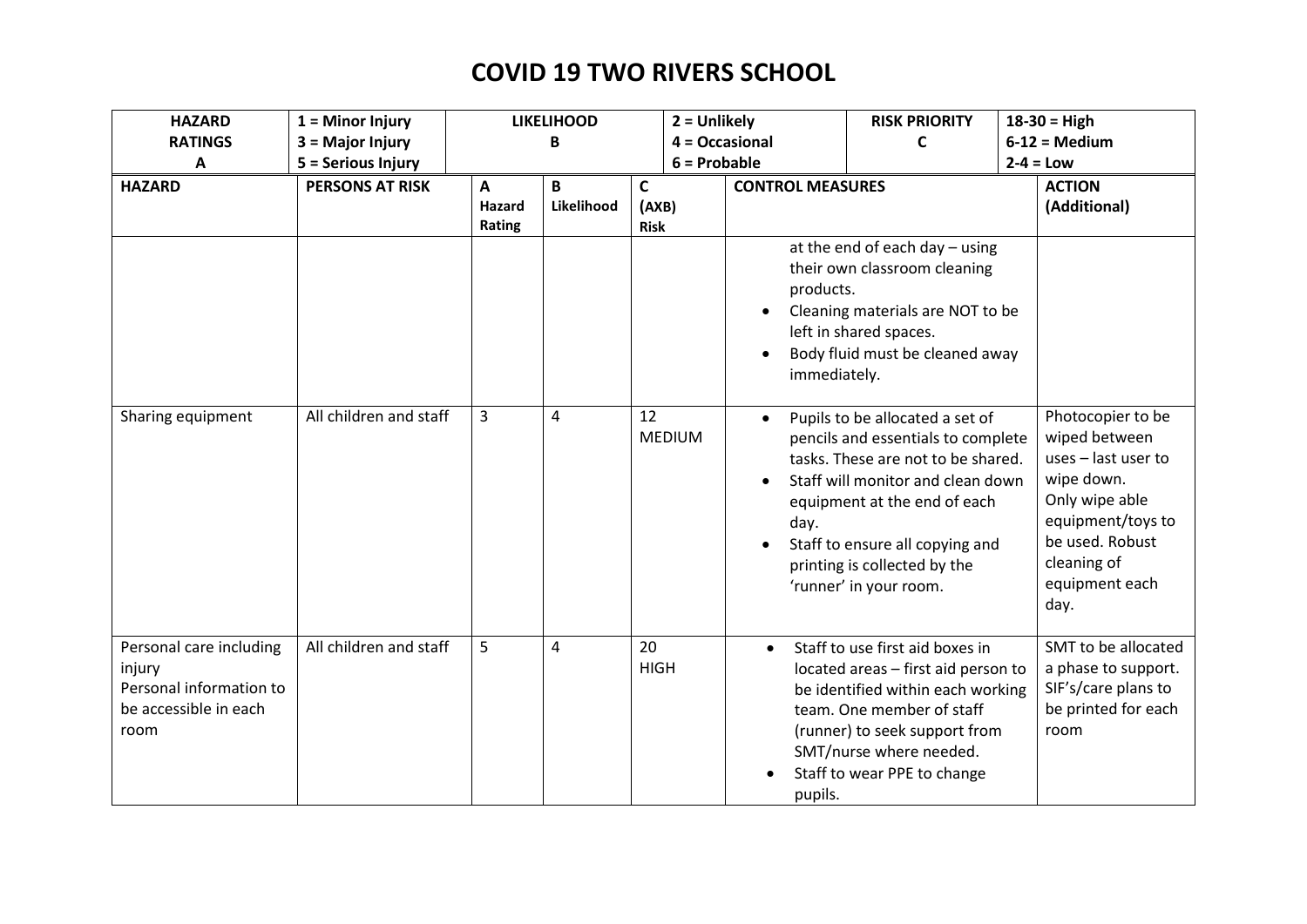# COVID 19 TWO RIVERS SCHOOL

| HAZARD RATINGS A | 1 = Minor Injury 3 = Major Injury 5 = Serious Injury | LIKELIHOOD B | 2 = Unlikely 4 = Occasional 6 = Probable | RISK PRIORITY C | 18-30 = High 6-12 = Medium 2-4 = Low |
|---|---|---|---|---|---|

| HAZARD | PERSONS AT RISK | A Hazard Rating | B Likelihood | C (AXB) Risk | CONTROL MEASURES | ACTION (Additional) |
|---|---|---|---|---|---|---|
| | | | | | at the end of each day – using their own classroom cleaning products.<br>• Cleaning materials are NOT to be left in shared spaces.<br>• Body fluid must be cleaned away immediately. | |
| Sharing equipment | All children and staff | 3 | 4 | 12 MEDIUM | • Pupils to be allocated a set of pencils and essentials to complete tasks. These are not to be shared.<br>• Staff will monitor and clean down equipment at the end of each day.<br>• Staff to ensure all copying and printing is collected by the 'runner' in your room. | Photocopier to be wiped between uses – last user to wipe down. Only wipe able equipment/toys to be used. Robust cleaning of equipment each day. |
| Personal care including injury Personal information to be accessible in each room | All children and staff | 5 | 4 | 20 HIGH | • Staff to use first aid boxes in located areas – first aid person to be identified within each working team. One member of staff (runner) to seek support from SMT/nurse where needed.<br>• Staff to wear PPE to change pupils. | SMT to be allocated a phase to support. SIF's/care plans to be printed for each room |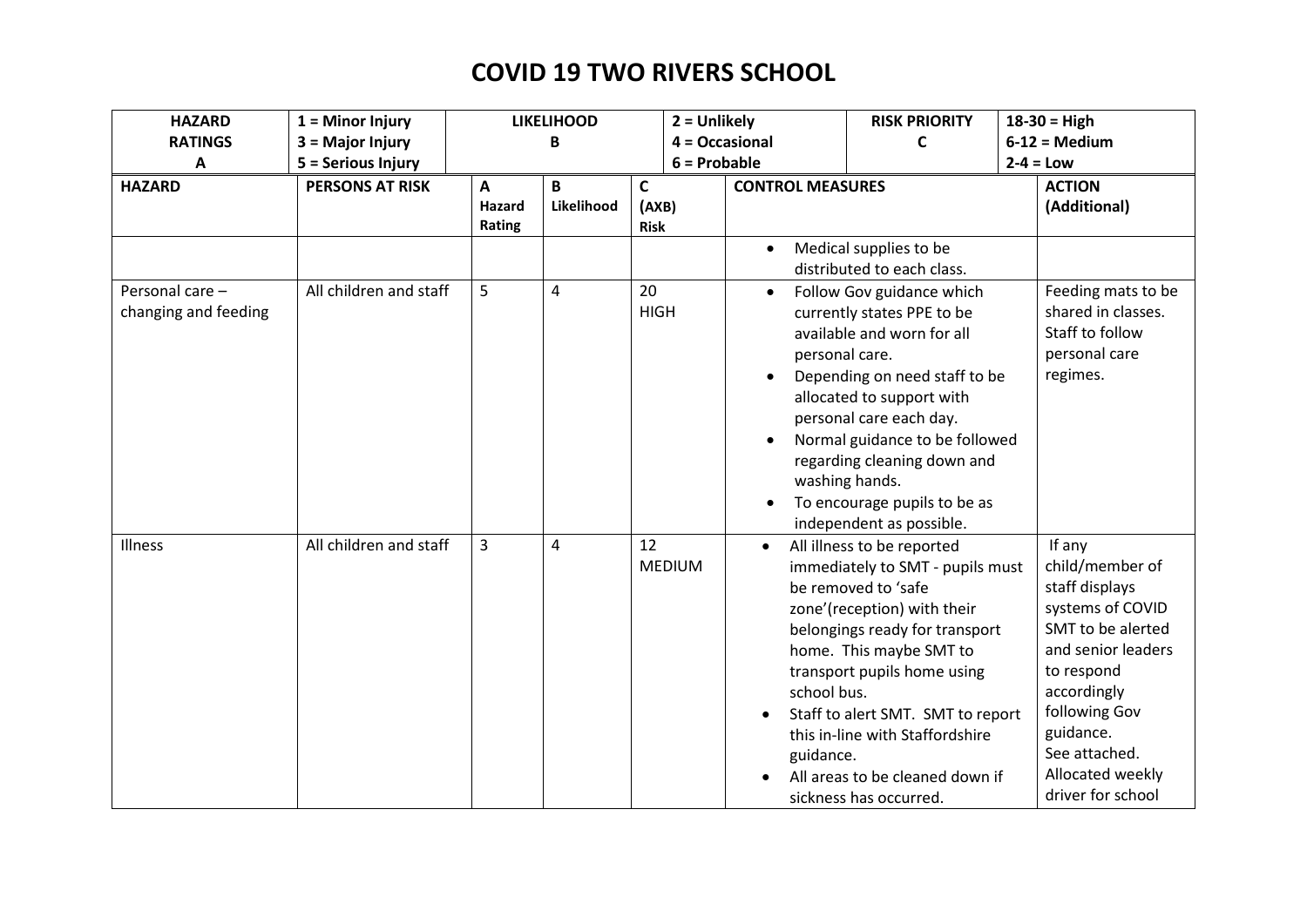# COVID 19 TWO RIVERS SCHOOL

| HAZARD RATINGS A | 1 = Minor Injury 3 = Major Injury 5 = Serious Injury | LIKELIHOOD B | 2 = Unlikely 4 = Occasional 6 = Probable | RISK PRIORITY C | 18-30 = High 6-12 = Medium 2-4 = Low |
|---|---|---|---|---|---|

| HAZARD | PERSONS AT RISK | A Hazard Rating | B Likelihood | C (AXB) Risk | CONTROL MEASURES | ACTION (Additional) |
|---|---|---|---|---|---|---|
| | | | | | • Medical supplies to be distributed to each class. | |
| Personal care – changing and feeding | All children and staff | 5 | 4 | 20 HIGH | • Follow Gov guidance which currently states PPE to be available and worn for all personal care.<br>• Depending on need staff to be allocated to support with personal care each day.<br>• Normal guidance to be followed regarding cleaning down and washing hands.<br>• To encourage pupils to be as independent as possible. | Feeding mats to be shared in classes. Staff to follow personal care regimes. |
| Illness | All children and staff | 3 | 4 | 12 MEDIUM | • All illness to be reported immediately to SMT - pupils must be removed to 'safe zone'(reception) with their belongings ready for transport home. This maybe SMT to transport pupils home using school bus.<br>• Staff to alert SMT. SMT to report this in-line with Staffordshire guidance.<br>• All areas to be cleaned down if sickness has occurred. | If any child/member of staff displays systems of COVID SMT to be alerted and senior leaders to respond accordingly following Gov guidance. See attached. Allocated weekly driver for school |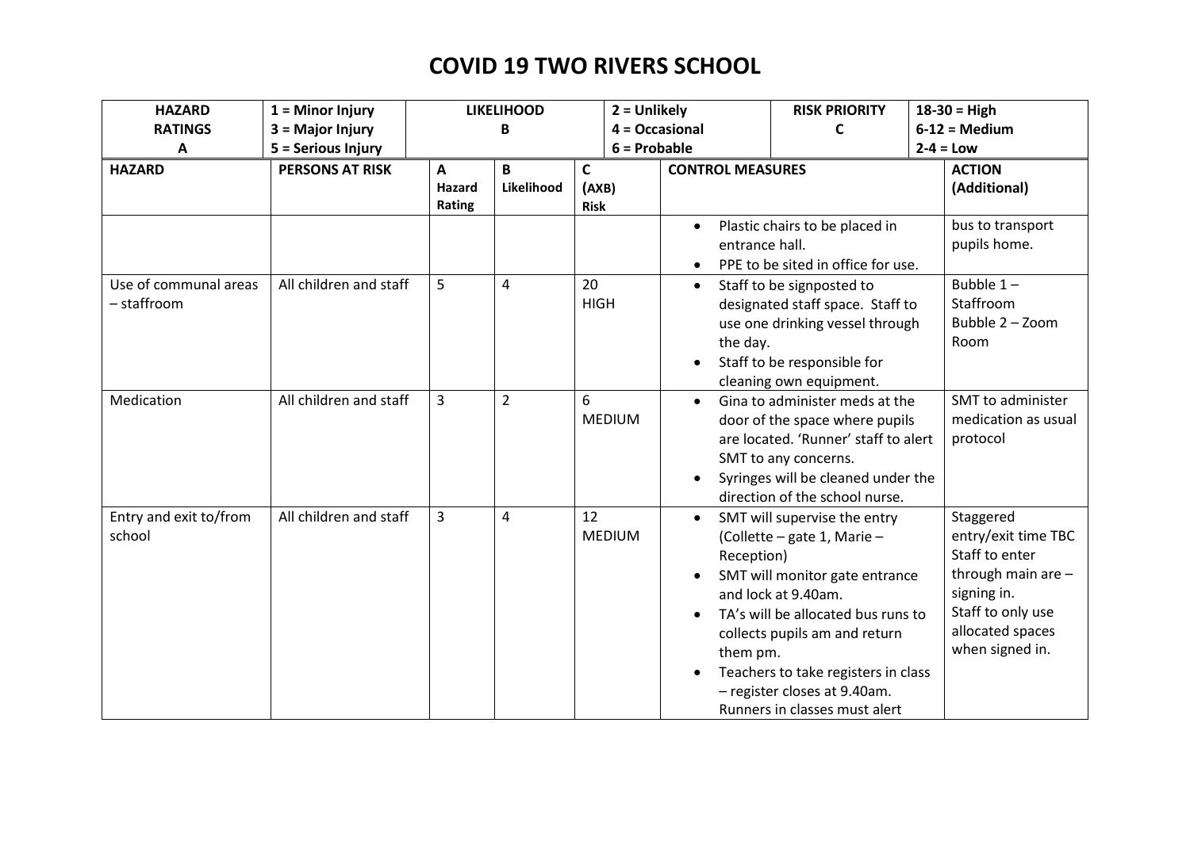# COVID 19 TWO RIVERS SCHOOL

| HAZARD RATINGS A | 1 = Minor Injury<br>3 = Major Injury<br>5 = Serious Injury | LIKELIHOOD B | 2 = Unlikely<br>4 = Occasional<br>6 = Probable | RISK PRIORITY C | 18-30 = High<br>6-12 = Medium<br>2-4 = Low |
|---|---|---|---|---|---|

| HAZARD | PERSONS AT RISK | A Hazard Rating | B Likelihood | C (AXB) Risk | CONTROL MEASURES | ACTION (Additional) |
|---|---|---|---|---|---|---|
| | | | | | • Plastic chairs to be placed in entrance hall.<br>• PPE to be sited in office for use. | bus to transport pupils home. |
| Use of communal areas – staffroom | All children and staff | 5 | 4 | 20 HIGH | • Staff to be signposted to designated staff space. Staff to use one drinking vessel through the day.<br>• Staff to be responsible for cleaning own equipment. | Bubble 1 – Staffroom<br>Bubble 2 – Zoom Room |
| Medication | All children and staff | 3 | 2 | 6 MEDIUM | • Gina to administer meds at the door of the space where pupils are located. 'Runner' staff to alert SMT to any concerns.<br>• Syringes will be cleaned under the direction of the school nurse. | SMT to administer medication as usual protocol |
| Entry and exit to/from school | All children and staff | 3 | 4 | 12 MEDIUM | • SMT will supervise the entry (Collette – gate 1, Marie – Reception)<br>• SMT will monitor gate entrance and lock at 9.40am.<br>• TA's will be allocated bus runs to collects pupils am and return them pm.<br>• Teachers to take registers in class – register closes at 9.40am. Runners in classes must alert | Staggered entry/exit time TBC<br>Staff to enter through main are – signing in.<br>Staff to only use allocated spaces when signed in. |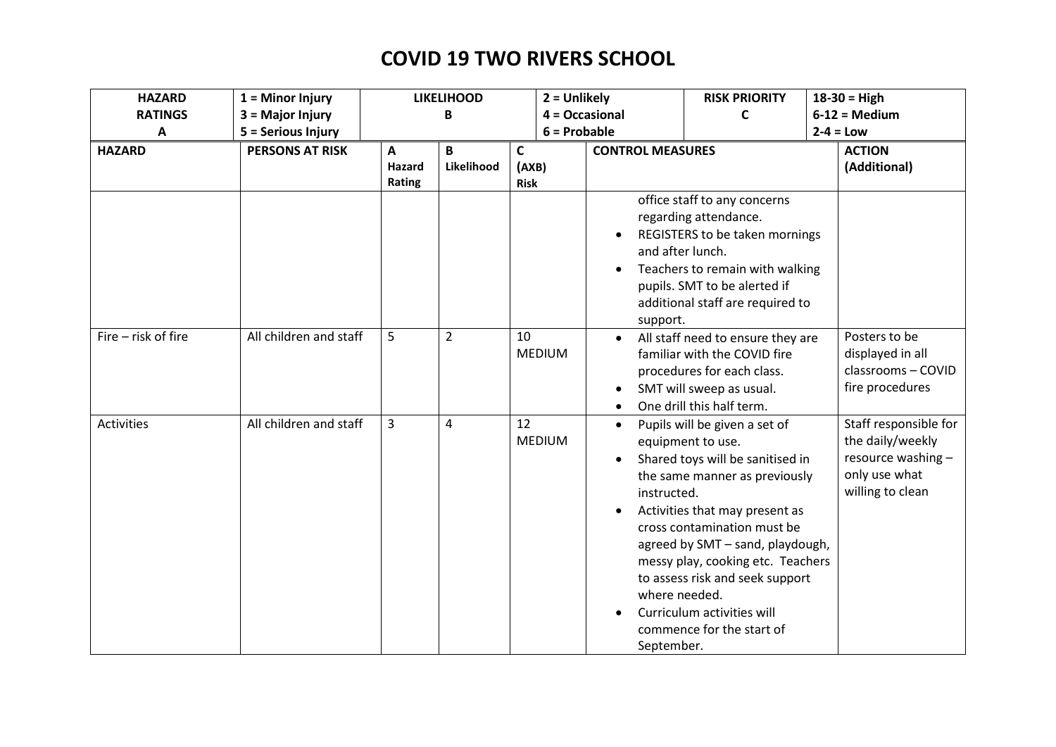# COVID 19 TWO RIVERS SCHOOL

| HAZARD RATINGS A | 1 = Minor Injury<br>3 = Major Injury<br>5 = Serious Injury | LIKELIHOOD B | 2 = Unlikely<br>4 = Occasional<br>6 = Probable | RISK PRIORITY C | 18-30 = High<br>6-12 = Medium<br>2-4 = Low |
|---|---|---|---|---|---|

| HAZARD | PERSONS AT RISK | A Hazard Rating | B Likelihood | C (AXB) Risk | CONTROL MEASURES | ACTION (Additional) |
|---|---|---|---|---|---|---|
| | | | | | office staff to any concerns regarding attendance.<br>• REGISTERS to be taken mornings and after lunch.<br>• Teachers to remain with walking pupils. SMT to be alerted if additional staff are required to support. | |
| Fire – risk of fire | All children and staff | 5 | 2 | 10 MEDIUM | • All staff need to ensure they are familiar with the COVID fire procedures for each class.<br>• SMT will sweep as usual.<br>• One drill this half term. | Posters to be displayed in all classrooms – COVID fire procedures |
| Activities | All children and staff | 3 | 4 | 12 MEDIUM | • Pupils will be given a set of equipment to use.<br>• Shared toys will be sanitised in the same manner as previously instructed.<br>• Activities that may present as cross contamination must be agreed by SMT – sand, playdough, messy play, cooking etc. Teachers to assess risk and seek support where needed.<br>• Curriculum activities will commence for the start of September. | Staff responsible for the daily/weekly resource washing – only use what willing to clean |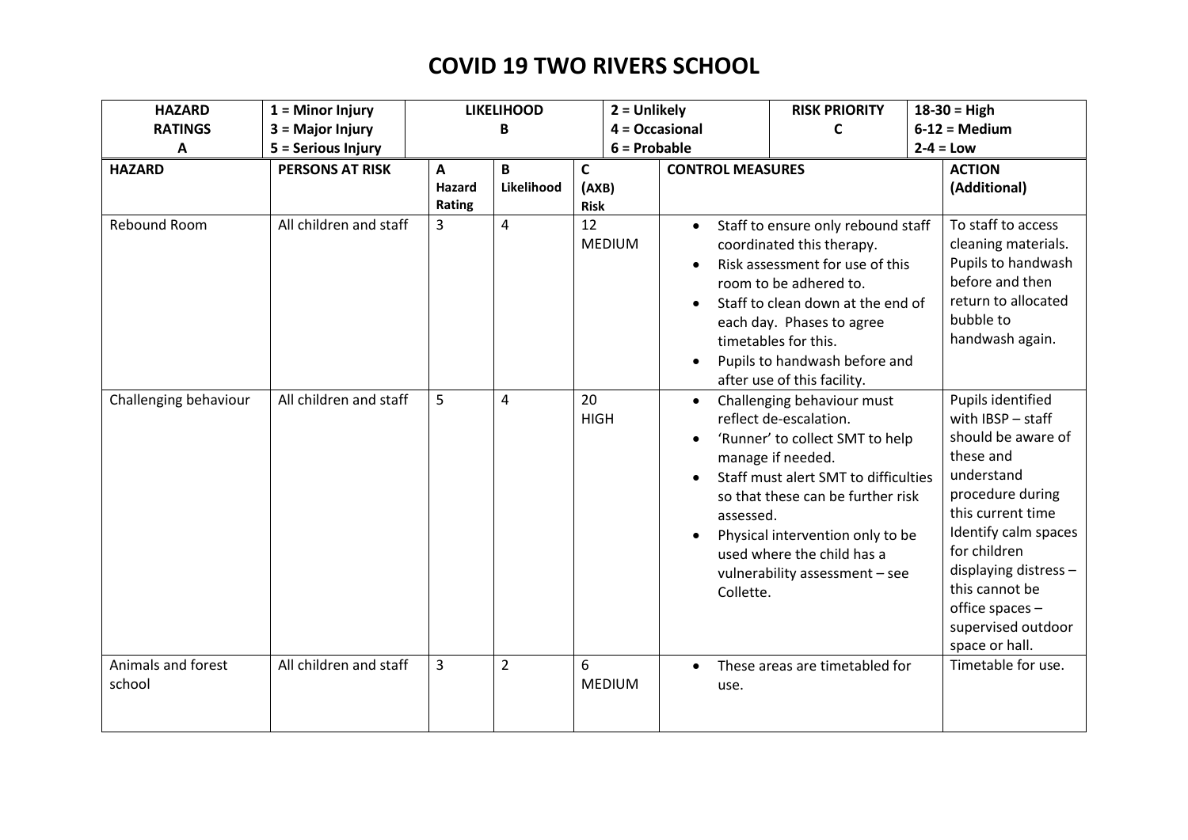# COVID 19 TWO RIVERS SCHOOL

| HAZARD RATINGS A | 1 = Minor Injury<br>3 = Major Injury<br>5 = Serious Injury | LIKELIHOOD B | 2 = Unlikely<br>4 = Occasional<br>6 = Probable | RISK PRIORITY C | 18-30 = High<br>6-12 = Medium<br>2-4 = Low |
|---|---|---|---|---|---|

| HAZARD | PERSONS AT RISK | A Hazard Rating | B Likelihood | C (AXB) Risk | CONTROL MEASURES | ACTION (Additional) |
|---|---|---|---|---|---|---|
| Rebound Room | All children and staff | 3 | 4 | 12 MEDIUM | • Staff to ensure only rebound staff coordinated this therapy.<br>• Risk assessment for use of this room to be adhered to.<br>• Staff to clean down at the end of each day. Phases to agree timetables for this.<br>• Pupils to handwash before and after use of this facility. | To staff to access cleaning materials. Pupils to handwash before and then return to allocated bubble to handwash again. |
| Challenging behaviour | All children and staff | 5 | 4 | 20 HIGH | • Challenging behaviour must reflect de-escalation.<br>• 'Runner' to collect SMT to help manage if needed.<br>• Staff must alert SMT to difficulties so that these can be further risk assessed.<br>• Physical intervention only to be used where the child has a vulnerability assessment – see Collette. | Pupils identified with IBSP – staff should be aware of these and understand procedure during this current time Identify calm spaces for children displaying distress – this cannot be office spaces – supervised outdoor space or hall. |
| Animals and forest school | All children and staff | 3 | 2 | 6 MEDIUM | • These areas are timetabled for use. | Timetable for use. |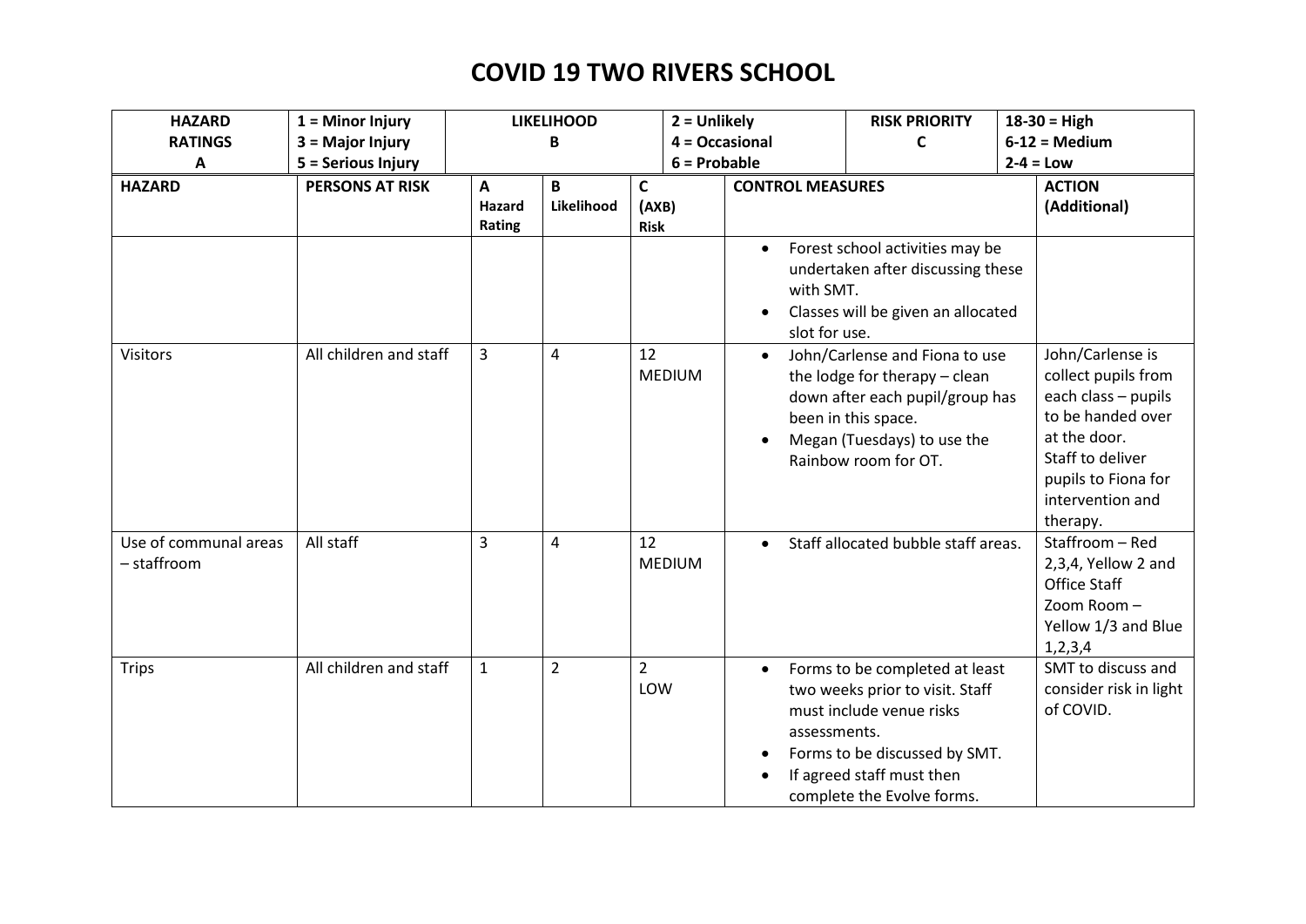# COVID 19 TWO RIVERS SCHOOL

| HAZARD RATINGS A | 1 = Minor Injury<br>3 = Major Injury<br>5 = Serious Injury | LIKELIHOOD B | 2 = Unlikely<br>4 = Occasional<br>6 = Probable | RISK PRIORITY C | 18-30 = High<br>6-12 = Medium<br>2-4 = Low |
|---|---|---|---|---|---|

| HAZARD | PERSONS AT RISK | A Hazard Rating | B Likelihood | C (AXB) Risk | CONTROL MEASURES | ACTION (Additional) |
|---|---|---|---|---|---|---|
| | | | | | • Forest school activities may be undertaken after discussing these with SMT.<br>• Classes will be given an allocated slot for use. | |
| Visitors | All children and staff | 3 | 4 | 12 MEDIUM | • John/Carlense and Fiona to use the lodge for therapy – clean down after each pupil/group has been in this space.<br>• Megan (Tuesdays) to use the Rainbow room for OT. | John/Carlense is collect pupils from each class – pupils to be handed over at the door.<br>Staff to deliver pupils to Fiona for intervention and therapy. |
| Use of communal areas – staffroom | All staff | 3 | 4 | 12 MEDIUM | • Staff allocated bubble staff areas. | Staffroom – Red 2,3,4, Yellow 2 and Office Staff<br>Zoom Room – Yellow 1/3 and Blue 1,2,3,4 |
| Trips | All children and staff | 1 | 2 | 2 LOW | • Forms to be completed at least two weeks prior to visit. Staff must include venue risks assessments.<br>• Forms to be discussed by SMT.<br>• If agreed staff must then complete the Evolve forms. | SMT to discuss and consider risk in light of COVID. |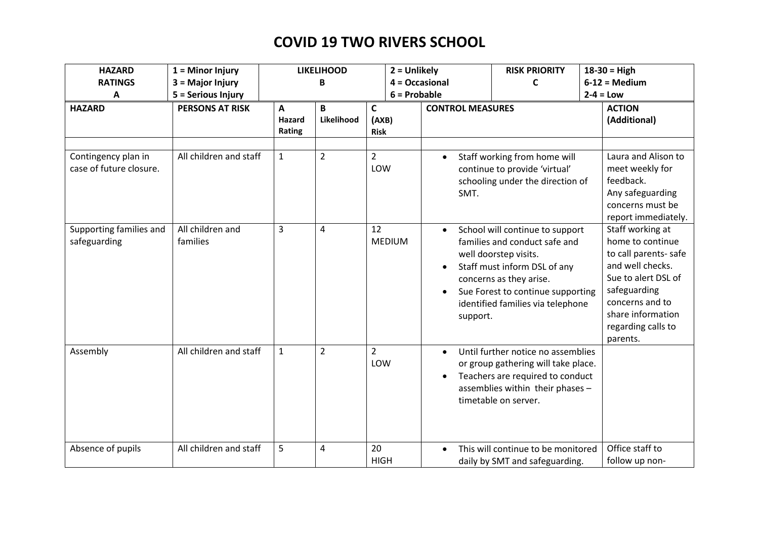# COVID 19 TWO RIVERS SCHOOL

| HAZARD RATINGS A | 1 = Minor Injury<br>3 = Major Injury<br>5 = Serious Injury | LIKELIHOOD B | | 2 = Unlikely<br>4 = Occasional<br>6 = Probable | RISK PRIORITY C | 18-30 = High<br>6-12 = Medium<br>2-4 = Low |
|---|---|---|---|---|---|---|
| **HAZARD** | **PERSONS AT RISK** | **A Hazard Rating** | **B Likelihood** | **C (AXB) Risk** | **CONTROL MEASURES** | **ACTION (Additional)** |
| | | | | | | |
| Contingency plan in case of future closure. | All children and staff | 1 | 2 | 2 LOW | • Staff working from home will continue to provide 'virtual' schooling under the direction of SMT. | Laura and Alison to meet weekly for feedback. Any safeguarding concerns must be report immediately. |
| Supporting families and safeguarding | All children and families | 3 | 4 | 12 MEDIUM | • School will continue to support families and conduct safe and well doorstep visits.<br>• Staff must inform DSL of any concerns as they arise.<br>• Sue Forest to continue supporting identified families via telephone support. | Staff working at home to continue to call parents- safe and well checks. Sue to alert DSL of safeguarding concerns and to share information regarding calls to parents. |
| Assembly | All children and staff | 1 | 2 | 2 LOW | • Until further notice no assemblies or group gathering will take place.<br>• Teachers are required to conduct assemblies within their phases – timetable on server. | |
| Absence of pupils | All children and staff | 5 | 4 | 20 HIGH | • This will continue to be monitored daily by SMT and safeguarding. | Office staff to follow up non- |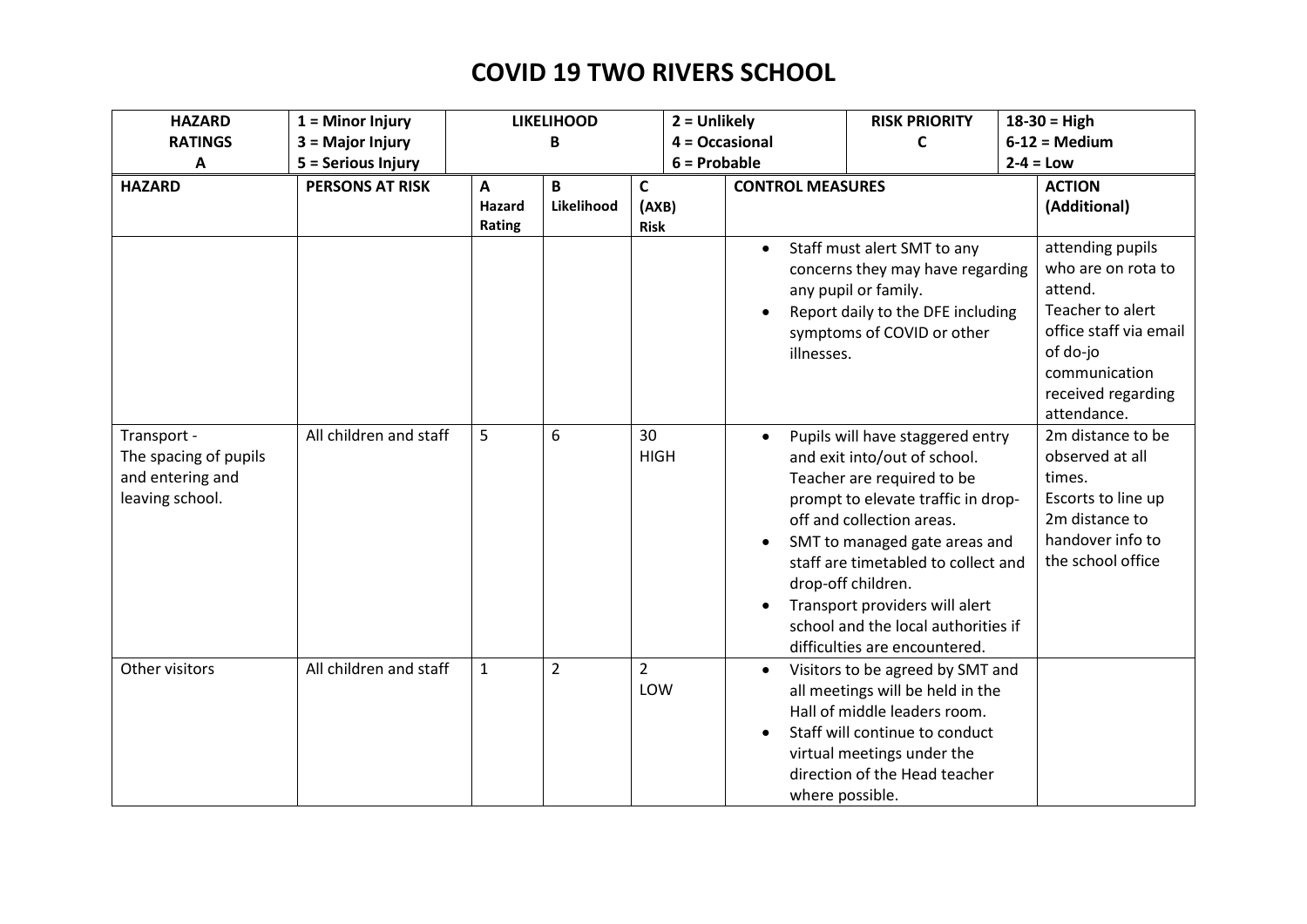# COVID 19 TWO RIVERS SCHOOL

| HAZARD RATINGS A | 1 = Minor Injury<br>3 = Major Injury<br>5 = Serious Injury | LIKELIHOOD B | 2 = Unlikely<br>4 = Occasional<br>6 = Probable | RISK PRIORITY C | 18-30 = High<br>6-12 = Medium<br>2-4 = Low |
|---|---|---|---|---|---|

| HAZARD | PERSONS AT RISK | A Hazard Rating | B Likelihood | C (AXB) Risk | CONTROL MEASURES | ACTION (Additional) |
|---|---|---|---|---|---|---|
| | | | | | • Staff must alert SMT to any concerns they may have regarding any pupil or family.<br>• Report daily to the DFE including symptoms of COVID or other illnesses. | attending pupils who are on rota to attend.<br>Teacher to alert office staff via email of do-jo communication received regarding attendance. |
| Transport - The spacing of pupils and entering and leaving school. | All children and staff | 5 | 6 | 30 HIGH | • Pupils will have staggered entry and exit into/out of school. Teacher are required to be prompt to elevate traffic in drop-off and collection areas.<br>• SMT to managed gate areas and staff are timetabled to collect and drop-off children.<br>• Transport providers will alert school and the local authorities if difficulties are encountered. | 2m distance to be observed at all times.<br>Escorts to line up 2m distance to handover info to the school office |
| Other visitors | All children and staff | 1 | 2 | 2 LOW | • Visitors to be agreed by SMT and all meetings will be held in the Hall of middle leaders room.<br>• Staff will continue to conduct virtual meetings under the direction of the Head teacher where possible. | |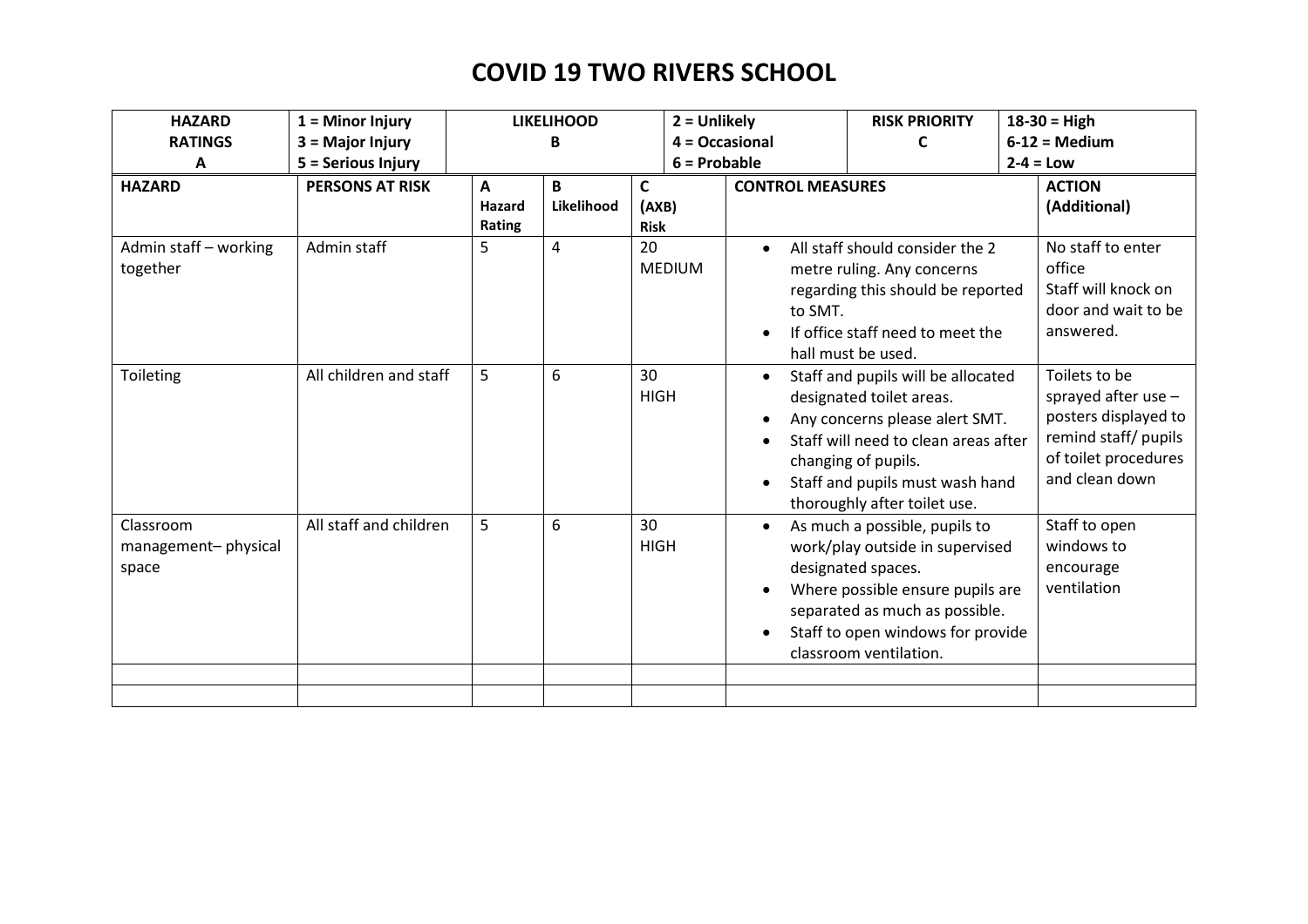# COVID 19 TWO RIVERS SCHOOL

| HAZARD RATINGS A | 1 = Minor Injury 3 = Major Injury 5 = Serious Injury | LIKELIHOOD B | 2 = Unlikely 4 = Occasional 6 = Probable | RISK PRIORITY C | 18-30 = High 6-12 = Medium 2-4 = Low |
|---|---|---|---|---|---|

| HAZARD | PERSONS AT RISK | A Hazard Rating | B Likelihood | C (AXB) Risk | CONTROL MEASURES | ACTION (Additional) |
|---|---|---|---|---|---|---|
| Admin staff – working together | Admin staff | 5 | 4 | 20 MEDIUM | • All staff should consider the 2 metre ruling. Any concerns regarding this should be reported to SMT.<br>• If office staff need to meet the hall must be used. | No staff to enter office<br>Staff will knock on door and wait to be answered. |
| Toileting | All children and staff | 5 | 6 | 30 HIGH | • Staff and pupils will be allocated designated toilet areas.<br>• Any concerns please alert SMT.<br>• Staff will need to clean areas after changing of pupils.<br>• Staff and pupils must wash hand thoroughly after toilet use. | Toilets to be sprayed after use – posters displayed to remind staff/ pupils of toilet procedures and clean down |
| Classroom management– physical space | All staff and children | 5 | 6 | 30 HIGH | • As much a possible, pupils to work/play outside in supervised designated spaces.<br>• Where possible ensure pupils are separated as much as possible.<br>• Staff to open windows for provide classroom ventilation. | Staff to open windows to encourage ventilation |
| | | | | | | |
| | | | | | | |